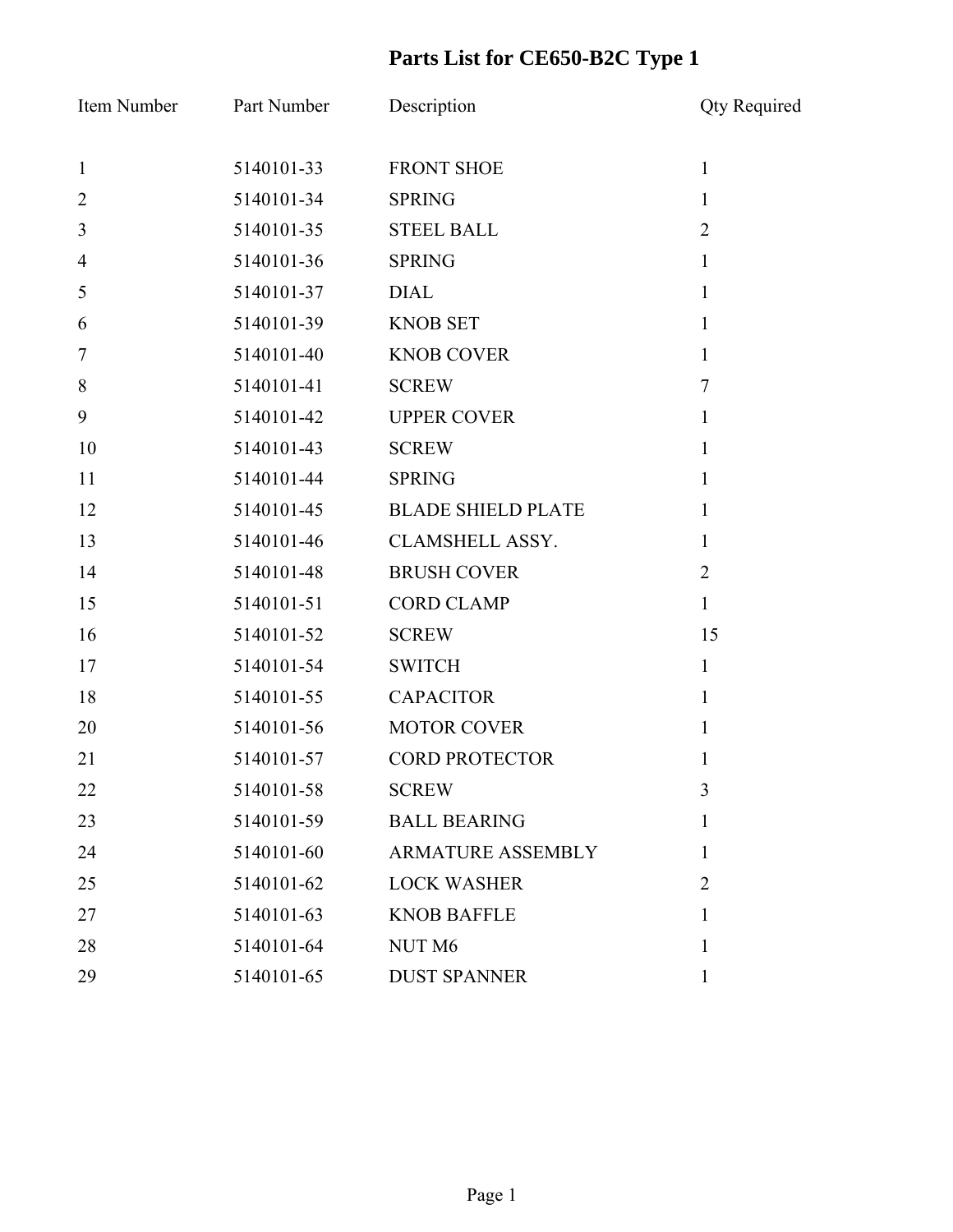# Parts List for CE650-B2C Type 1

| Item Number | Part Number | Description | Qty Required |
|---|---|---|---|
| 1 | 5140101-33 | FRONT SHOE | 1 |
| 2 | 5140101-34 | SPRING | 1 |
| 3 | 5140101-35 | STEEL BALL | 2 |
| 4 | 5140101-36 | SPRING | 1 |
| 5 | 5140101-37 | DIAL | 1 |
| 6 | 5140101-39 | KNOB SET | 1 |
| 7 | 5140101-40 | KNOB COVER | 1 |
| 8 | 5140101-41 | SCREW | 7 |
| 9 | 5140101-42 | UPPER COVER | 1 |
| 10 | 5140101-43 | SCREW | 1 |
| 11 | 5140101-44 | SPRING | 1 |
| 12 | 5140101-45 | BLADE SHIELD PLATE | 1 |
| 13 | 5140101-46 | CLAMSHELL ASSY. | 1 |
| 14 | 5140101-48 | BRUSH COVER | 2 |
| 15 | 5140101-51 | CORD CLAMP | 1 |
| 16 | 5140101-52 | SCREW | 15 |
| 17 | 5140101-54 | SWITCH | 1 |
| 18 | 5140101-55 | CAPACITOR | 1 |
| 20 | 5140101-56 | MOTOR COVER | 1 |
| 21 | 5140101-57 | CORD PROTECTOR | 1 |
| 22 | 5140101-58 | SCREW | 3 |
| 23 | 5140101-59 | BALL BEARING | 1 |
| 24 | 5140101-60 | ARMATURE ASSEMBLY | 1 |
| 25 | 5140101-62 | LOCK WASHER | 2 |
| 27 | 5140101-63 | KNOB BAFFLE | 1 |
| 28 | 5140101-64 | NUT M6 | 1 |
| 29 | 5140101-65 | DUST SPANNER | 1 |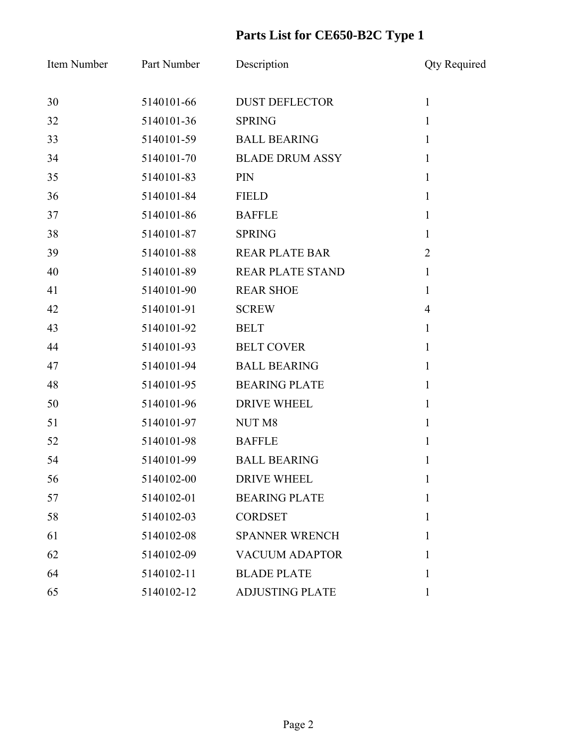# Parts List for CE650-B2C Type 1

| Item Number | Part Number | Description | Qty Required |
|---|---|---|---|
| 30 | 5140101-66 | DUST DEFLECTOR | 1 |
| 32 | 5140101-36 | SPRING | 1 |
| 33 | 5140101-59 | BALL BEARING | 1 |
| 34 | 5140101-70 | BLADE DRUM ASSY | 1 |
| 35 | 5140101-83 | PIN | 1 |
| 36 | 5140101-84 | FIELD | 1 |
| 37 | 5140101-86 | BAFFLE | 1 |
| 38 | 5140101-87 | SPRING | 1 |
| 39 | 5140101-88 | REAR PLATE BAR | 2 |
| 40 | 5140101-89 | REAR PLATE STAND | 1 |
| 41 | 5140101-90 | REAR SHOE | 1 |
| 42 | 5140101-91 | SCREW | 4 |
| 43 | 5140101-92 | BELT | 1 |
| 44 | 5140101-93 | BELT COVER | 1 |
| 47 | 5140101-94 | BALL BEARING | 1 |
| 48 | 5140101-95 | BEARING PLATE | 1 |
| 50 | 5140101-96 | DRIVE WHEEL | 1 |
| 51 | 5140101-97 | NUT M8 | 1 |
| 52 | 5140101-98 | BAFFLE | 1 |
| 54 | 5140101-99 | BALL BEARING | 1 |
| 56 | 5140102-00 | DRIVE WHEEL | 1 |
| 57 | 5140102-01 | BEARING PLATE | 1 |
| 58 | 5140102-03 | CORDSET | 1 |
| 61 | 5140102-08 | SPANNER WRENCH | 1 |
| 62 | 5140102-09 | VACUUM ADAPTOR | 1 |
| 64 | 5140102-11 | BLADE PLATE | 1 |
| 65 | 5140102-12 | ADJUSTING PLATE | 1 |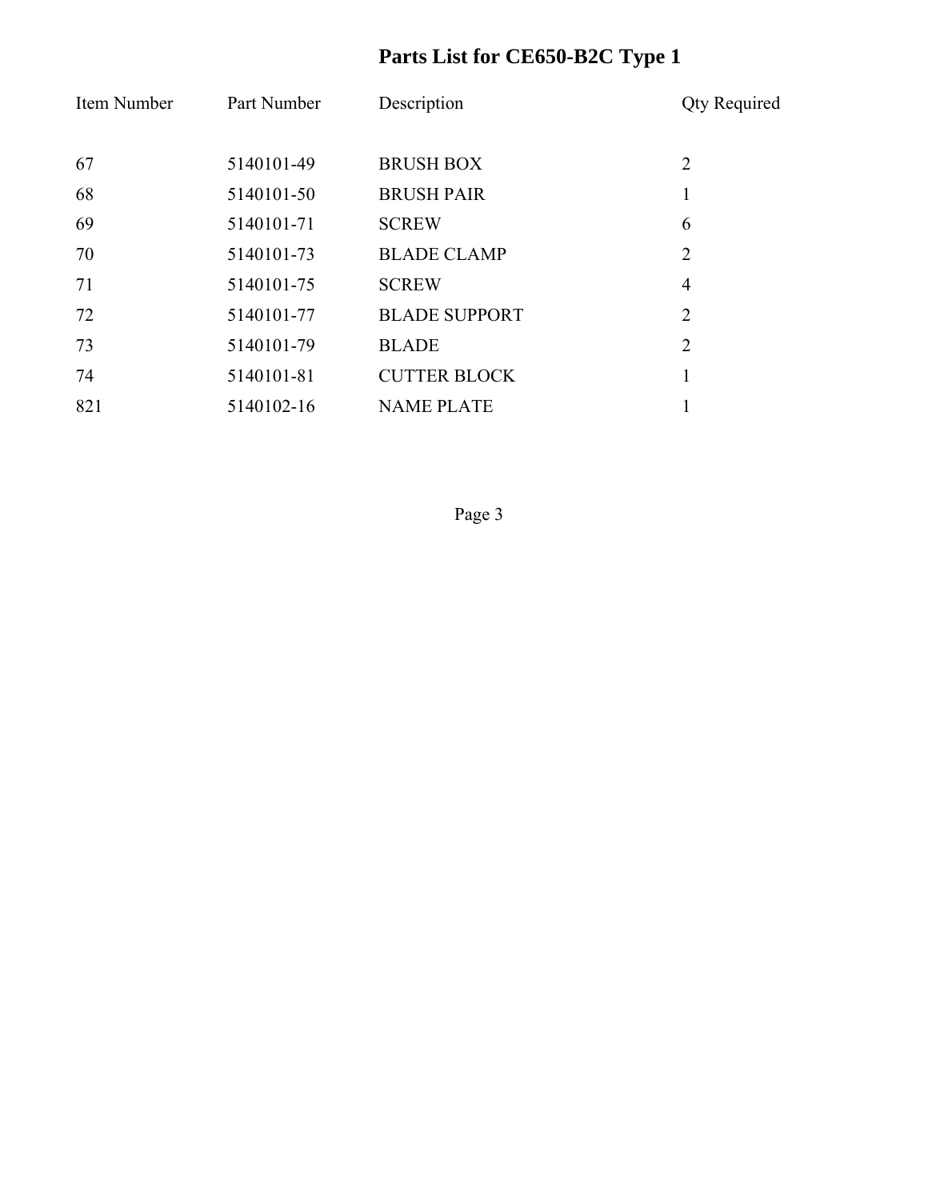# Parts List for CE650-B2C Type 1

| Item Number | Part Number | Description | Qty Required |
|---|---|---|---|
| 67 | 5140101-49 | BRUSH BOX | 2 |
| 68 | 5140101-50 | BRUSH PAIR | 1 |
| 69 | 5140101-71 | SCREW | 6 |
| 70 | 5140101-73 | BLADE CLAMP | 2 |
| 71 | 5140101-75 | SCREW | 4 |
| 72 | 5140101-77 | BLADE SUPPORT | 2 |
| 73 | 5140101-79 | BLADE | 2 |
| 74 | 5140101-81 | CUTTER BLOCK | 1 |
| 821 | 5140102-16 | NAME PLATE | 1 |